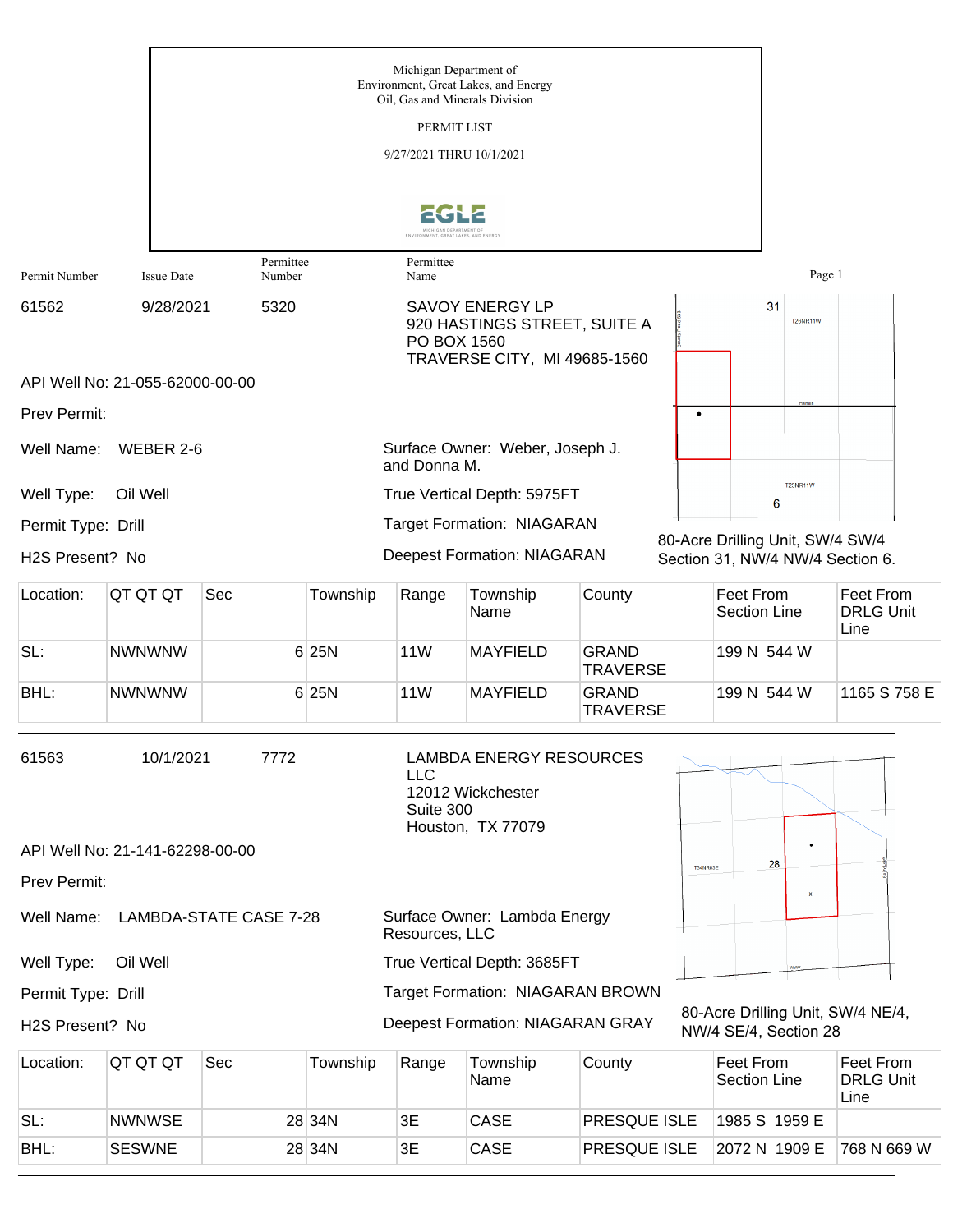Michigan Department of
Environment, Great Lakes, and Energy
Oil, Gas and Minerals Division

PERMIT LIST

9/27/2021 THRU 10/1/2021

| Permit Number | Issue Date | Permittee Number | Permittee Name |
|---|---|---|---|
| 61562 | 9/28/2021 | 5320 | SAVOY ENERGY LP<br>920 HASTINGS STREET, SUITE A<br>PO BOX 1560<br>TRAVERSE CITY, MI 49685-1560 |

API Well No: 21-055-62000-00-00

Prev Permit:

Well Name: WEBER 2-6

Surface Owner: Weber, Joseph J. and Donna M.

Well Type: Oil Well

True Vertical Depth: 5975FT

Permit Type: Drill

Target Formation: NIAGARAN

H2S Present? No

Deepest Formation: NIAGARAN

80-Acre Drilling Unit, SW/4 SW/4 Section 31, NW/4 NW/4 Section 6.

| Location: | QT QT QT | Sec | Township | Range | Township Name | County | Feet From Section Line | Feet From DRLG Unit Line |
|---|---|---|---|---|---|---|---|---|
| SL: | NWNWNW | 6 | 25N | 11W | MAYFIELD | GRAND TRAVERSE | 199 N 544 W | |
| BHL: | NWNWNW | 6 | 25N | 11W | MAYFIELD | GRAND TRAVERSE | 199 N 544 W | 1165 S 758 E |

---

| Permit Number | Issue Date | Permittee Number | Permittee Name |
|---|---|---|---|
| 61563 | 10/1/2021 | 7772 | LAMBDA ENERGY RESOURCES LLC<br>12012 Wickchester<br>Suite 300<br>Houston, TX 77079 |

API Well No: 21-141-62298-00-00

Prev Permit:

Well Name: LAMBDA-STATE CASE 7-28

Surface Owner: Lambda Energy Resources, LLC

Well Type: Oil Well

True Vertical Depth: 3685FT

Permit Type: Drill

Target Formation: NIAGARAN BROWN

H2S Present? No

Deepest Formation: NIAGARAN GRAY

80-Acre Drilling Unit, SW/4 NE/4, NW/4 SE/4, Section 28

| Location: | QT QT QT | Sec | Township | Range | Township Name | County | Feet From Section Line | Feet From DRLG Unit Line |
|---|---|---|---|---|---|---|---|---|
| SL: | NWNWSE | 28 | 34N | 3E | CASE | PRESQUE ISLE | 1985 S 1959 E | |
| BHL: | SESWNE | 28 | 34N | 3E | CASE | PRESQUE ISLE | 2072 N 1909 E | 768 N 669 W |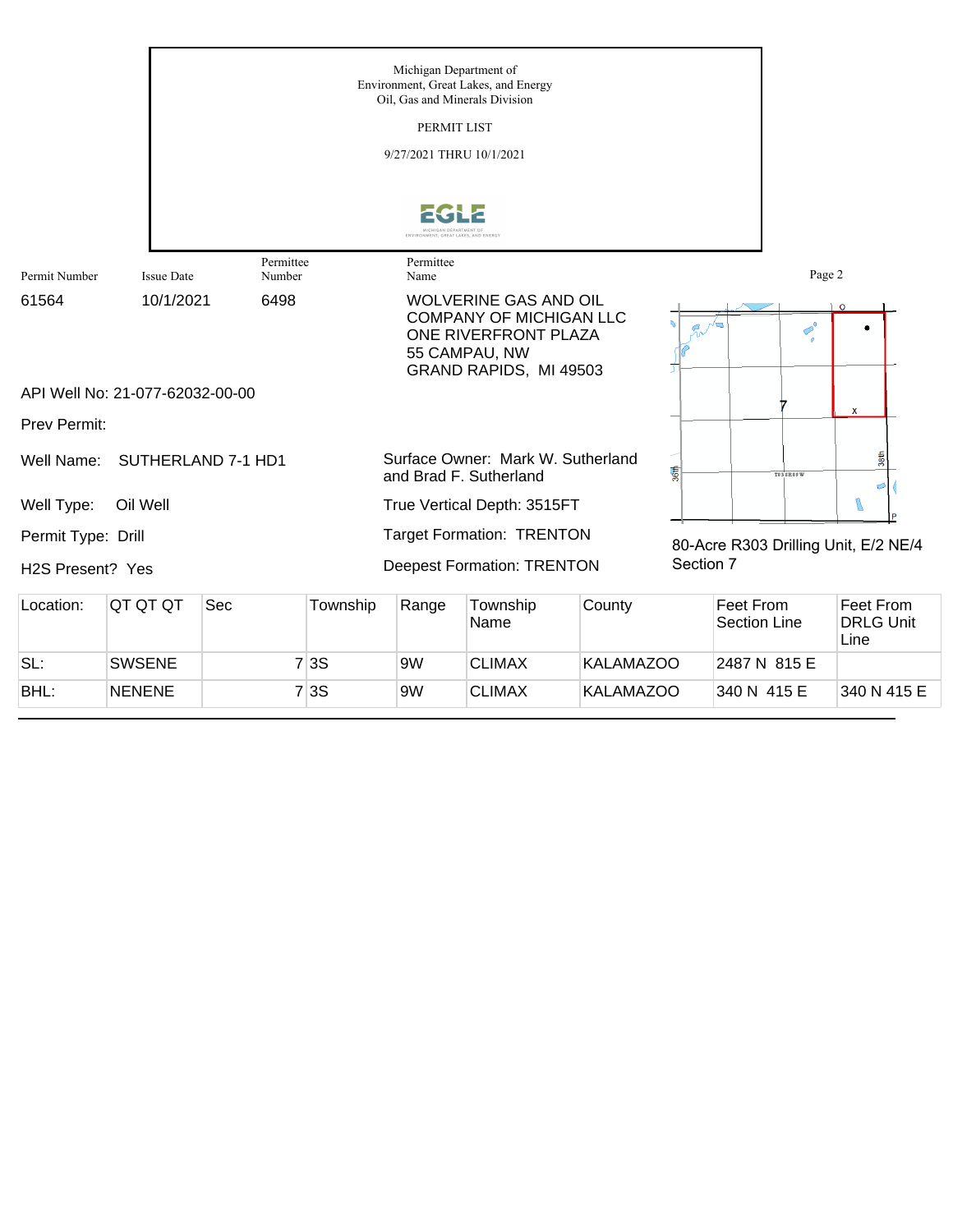Michigan Department of
Environment, Great Lakes, and Energy
Oil, Gas and Minerals Division

PERMIT LIST

9/27/2021 THRU 10/1/2021

| Permit Number | Issue Date | Permittee Number | Permittee Name |
|---|---|---|---|
| 61564 | 10/1/2021 | 6498 | WOLVERINE GAS AND OIL COMPANY OF MICHIGAN LLC<br>ONE RIVERFRONT PLAZA<br>55 CAMPAU, NW<br>GRAND RAPIDS, MI 49503 |

API Well No: 21-077-62032-00-00

Prev Permit:

Well Name: SUTHERLAND 7-1 HD1

Surface Owner: Mark W. Sutherland and Brad F. Sutherland

Well Type: Oil Well

True Vertical Depth: 3515FT

Permit Type: Drill

Target Formation: TRENTON

H2S Present? Yes

Deepest Formation: TRENTON

80-Acre R303 Drilling Unit, E/2 NE/4 Section 7

| Location: | QT QT QT | Sec | Township | Range | Township Name | County | Feet From Section Line | Feet From DRLG Unit Line |
|---|---|---|---|---|---|---|---|---|
| SL: | SWSENE | 7 | 3S | 9W | CLIMAX | KALAMAZOO | 2487 N 815 E | |
| BHL: | NENENE | 7 | 3S | 9W | CLIMAX | KALAMAZOO | 340 N 415 E | 340 N 415 E |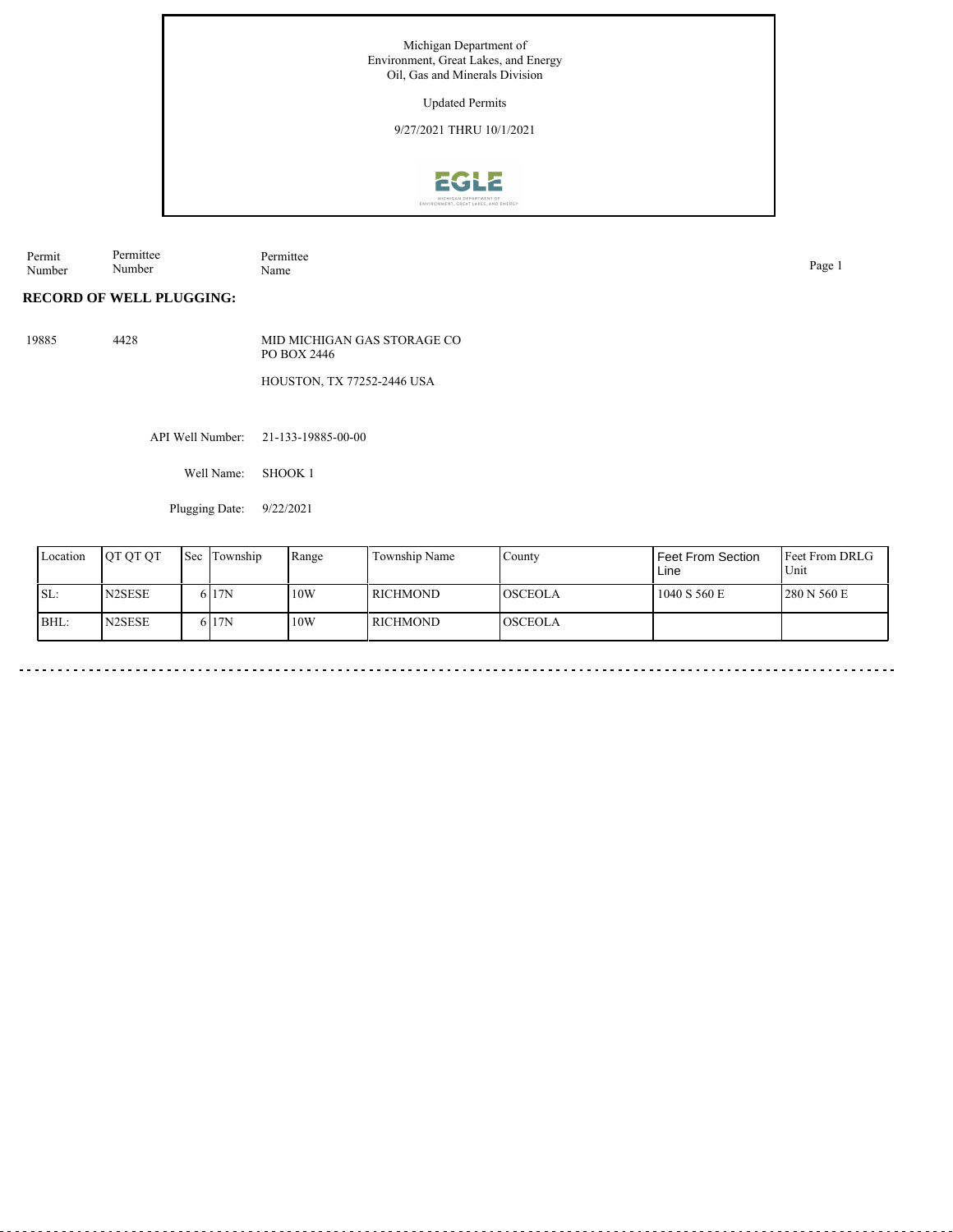Michigan Department of
Environment, Great Lakes, and Energy
Oil, Gas and Minerals Division

Updated Permits

9/27/2021 THRU 10/1/2021

EGLE

| Permit Number | Permittee Number | Permittee Name |
|---|---|---|

**RECORD OF WELL PLUGGING:**

| | | |
|---|---|---|
| 19885 | 4428 | MID MICHIGAN GAS STORAGE CO<br>PO BOX 2446<br>HOUSTON, TX 77252-2446 USA |

API Well Number: 21-133-19885-00-00

Well Name: SHOOK 1

Plugging Date: 9/22/2021

| Location | QT QT QT | Sec | Township | Range | Township Name | County | Feet From Section Line | Feet From DRLG Unit |
|---|---|---|---|---|---|---|---|---|
| SL: | N2SESE | 6 | 17N | 10W | RICHMOND | OSCEOLA | 1040 S 560 E | 280 N 560 E |
| BHL: | N2SESE | 6 | 17N | 10W | RICHMOND | OSCEOLA | | |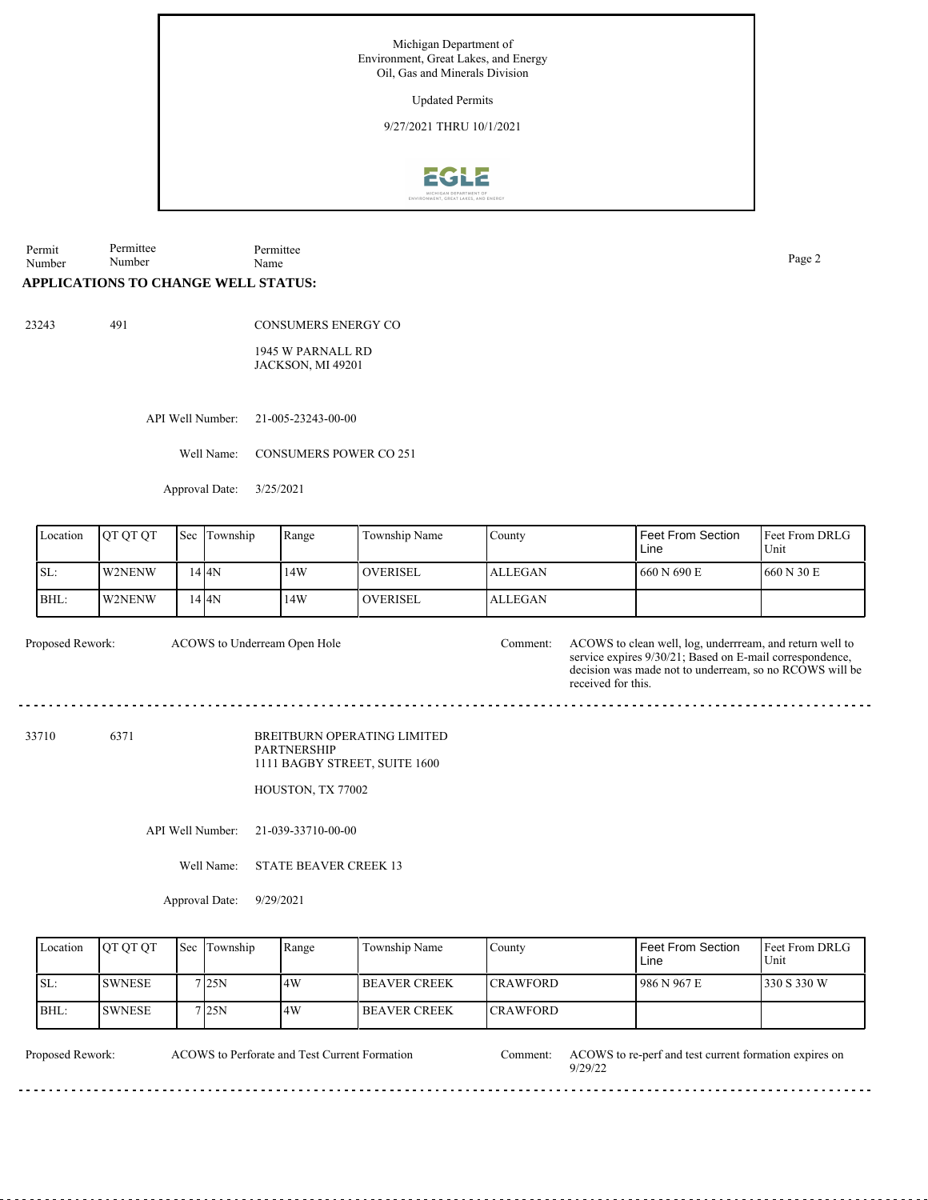Michigan Department of
Environment, Great Lakes, and Energy
Oil, Gas and Minerals Division

Updated Permits

9/27/2021 THRU 10/1/2021

| Permit Number | Permittee Number | Permittee Name |
|---|---|---|

## APPLICATIONS TO CHANGE WELL STATUS:

**23243** | **491** | CONSUMERS ENERGY CO

1945 W PARNALL RD
JACKSON, MI 49201

API Well Number: 21-005-23243-00-00

Well Name: CONSUMERS POWER CO 251

Approval Date: 3/25/2021

| Location | QT QT QT | Sec | Township | Range | Township Name | County | Feet From Section Line | Feet From DRLG Unit |
|---|---|---|---|---|---|---|---|---|
| SL: | W2NENW | 14 | 4N | 14W | OVERISEL | ALLEGAN | 660 N 690 E | 660 N 30 E |
| BHL: | W2NENW | 14 | 4N | 14W | OVERISEL | ALLEGAN | | |

Proposed Rework: ACOWS to Underream Open Hole

Comment: ACOWS to clean well, log, underrream, and return well to service expires 9/30/21; Based on E-mail correspondence, decision was made not to underream, so no RCOWS will be received for this.

---

**33710** | **6371** | BREITBURN OPERATING LIMITED PARTNERSHIP

1111 BAGBY STREET, SUITE 1600

HOUSTON, TX 77002

API Well Number: 21-039-33710-00-00

Well Name: STATE BEAVER CREEK 13

Approval Date: 9/29/2021

| Location | QT QT QT | Sec | Township | Range | Township Name | County | Feet From Section Line | Feet From DRLG Unit |
|---|---|---|---|---|---|---|---|---|
| SL: | SWNESE | 7 | 25N | 4W | BEAVER CREEK | CRAWFORD | 986 N 967 E | 330 S 330 W |
| BHL: | SWNESE | 7 | 25N | 4W | BEAVER CREEK | CRAWFORD | | |

Proposed Rework: ACOWS to Perforate and Test Current Formation

Comment: ACOWS to re-perf and test current formation expires on 9/29/22

---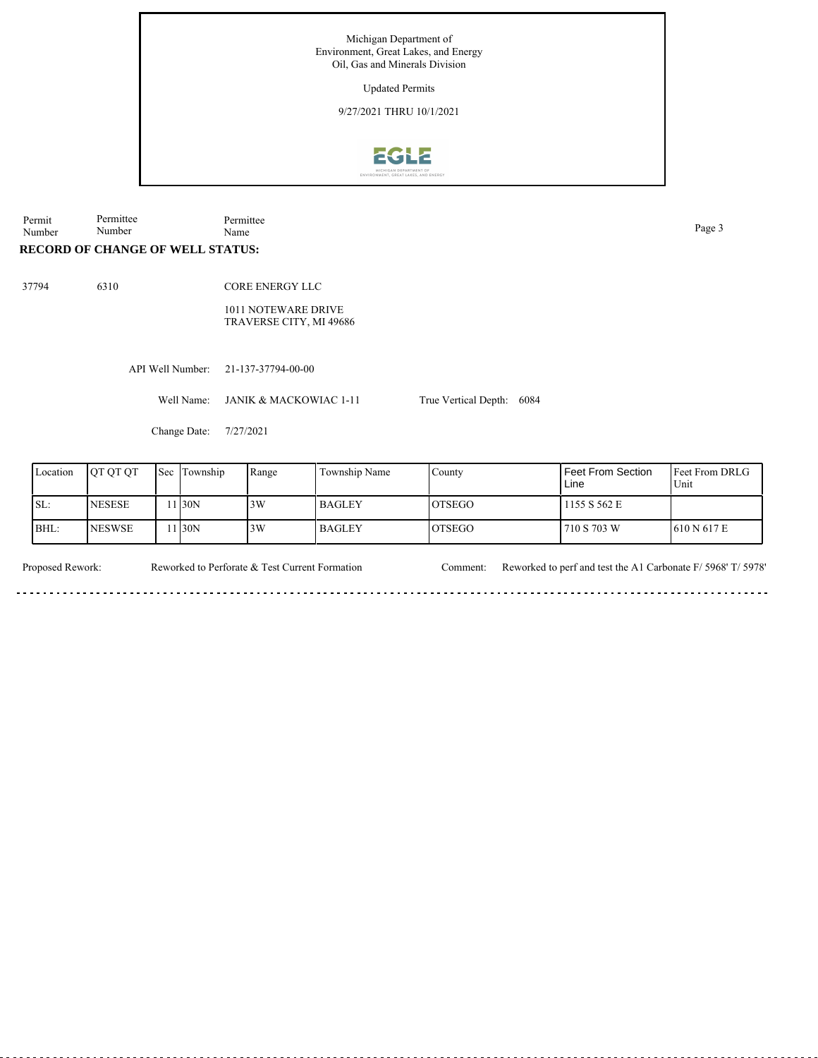Michigan Department of
Environment, Great Lakes, and Energy
Oil, Gas and Minerals Division

Updated Permits

9/27/2021 THRU 10/1/2021

| Permit Number | Permittee Number | Permittee Name |
|---|---|---|

**RECORD OF CHANGE OF WELL STATUS:**

37794 6310 CORE ENERGY LLC

1011 NOTEWARE DRIVE
TRAVERSE CITY, MI 49686

API Well Number: 21-137-37794-00-00

Well Name: JANIK & MACKOWIAC 1-11 True Vertical Depth: 6084

Change Date: 7/27/2021

| Location | QT QT QT | Sec | Township | Range | Township Name | County | Feet From Section Line | Feet From DRLG Unit |
|---|---|---|---|---|---|---|---|---|
| SL: | NESESE | 11 | 30N | 3W | BAGLEY | OTSEGO | 1155 S 562 E | |
| BHL: | NESWSE | 11 | 30N | 3W | BAGLEY | OTSEGO | 710 S 703 W | 610 N 617 E |

Proposed Rework: Reworked to Perforate & Test Current Formation Comment: Reworked to perf and test the A1 Carbonate F/ 5968' T/ 5978'